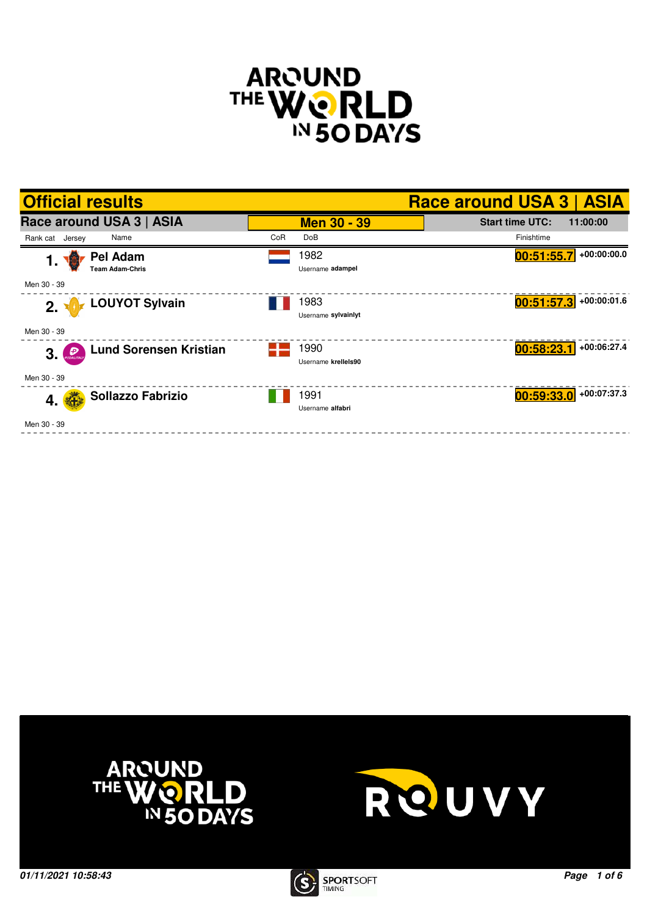# AROUND THE WORLD IN 50 DAYS

## Official results — Race around USA 3 | ASIA

**Race around USA 3 | ASIA** — **Men 30 - 39** — **Start time UTC:** 11:00:00

| Rank | Jersey | Name | CoR | DoB | Username | Category | Finishtime | Gap |
|---|---|---|---|---|---|---|---|---|
| 1. | | **Pel Adam** (Team Adam-Chris) | NED | 1982 | adampel | Men 30 - 39 | 00:51:55.7 | +00:00:00.0 |
| 2. | | **LOUYOT Sylvain** | FRA | 1983 | sylvainlyt | Men 30 - 39 | 00:51:57.3 | +00:00:01.6 |
| 3. | | **Lund Sorensen Kristian** | DEN | 1990 | krellels90 | Men 30 - 39 | 00:58:23.1 | +00:06:27.4 |
| 4. | | **Sollazzo Fabrizio** | ITA | 1991 | alfabri | Men 30 - 39 | 00:59:33.0 | +00:07:37.3 |

AROUND THE WORLD IN 50 DAYS — ROUVY

01/11/2021 10:58:43

SPORTSOFT TIMING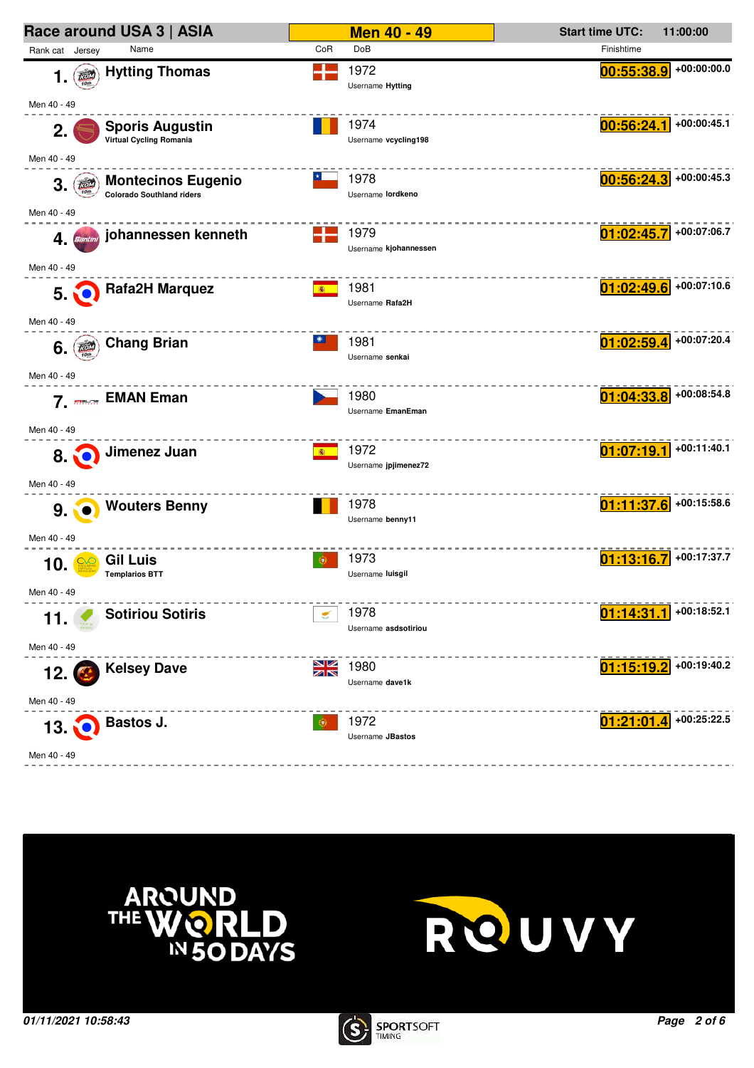# Race around USA 3 | ASIA

**Men 40 - 49**

**Start time UTC:** 11:00:00

| Rank | Cat | Name | Club | CoR | DoB | Username | Finishtime | Gap |
|---|---|---|---|---|---|---|---|---|
| 1. | Men 40 - 49 | Hytting Thomas | | | 1972 | Hytting | 00:55:38.9 | +00:00:00.0 |
| 2. | Men 40 - 49 | Sporis Augustin | Virtual Cycling Romania | | 1974 | vcycling198 | 00:56:24.1 | +00:00:45.1 |
| 3. | Men 40 - 49 | Montecinos Eugenio | Colorado Southland riders | | 1978 | lordkeno | 00:56:24.3 | +00:00:45.3 |
| 4. | Men 40 - 49 | johannessen kenneth | | | 1979 | kjohannessen | 01:02:45.7 | +00:07:06.7 |
| 5. | Men 40 - 49 | Rafa2H Marquez | | | 1981 | Rafa2H | 01:02:49.6 | +00:07:10.6 |
| 6. | Men 40 - 49 | Chang Brian | | | 1981 | senkai | 01:02:59.4 | +00:07:20.4 |
| 7. | Men 40 - 49 | EMAN Eman | | | 1980 | EmanEman | 01:04:33.8 | +00:08:54.8 |
| 8. | Men 40 - 49 | Jimenez Juan | | | 1972 | jpjimenez72 | 01:07:19.1 | +00:11:40.1 |
| 9. | Men 40 - 49 | Wouters Benny | | | 1978 | benny11 | 01:11:37.6 | +00:15:58.6 |
| 10. | Men 40 - 49 | Gil Luis | Templarios BTT | | 1973 | luisgil | 01:13:16.7 | +00:17:37.7 |
| 11. | Men 40 - 49 | Sotiriou Sotiris | | | 1978 | asdsotiriou | 01:14:31.1 | +00:18:52.1 |
| 12. | Men 40 - 49 | Kelsey Dave | | | 1980 | dave1k | 01:15:19.2 | +00:19:40.2 |
| 13. | Men 40 - 49 | Bastos J. | | | 1972 | JBastos | 01:21:01.4 | +00:25:22.5 |

AROUND THE WORLD IN 50 DAYS

ROUVY

*01/11/2021 10:58:43*

SPORTSOFT TIMING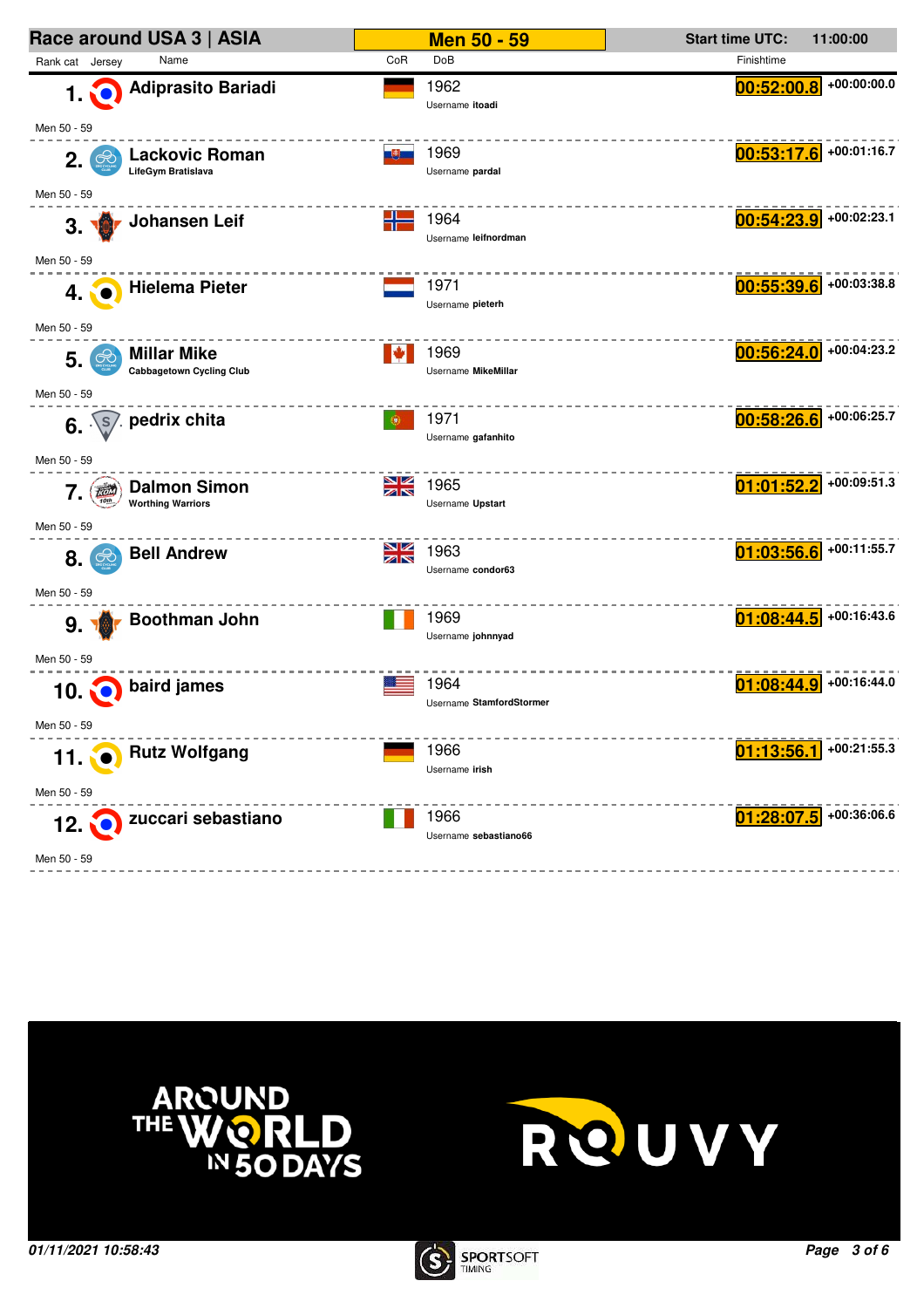## Race around USA 3 | ASIA

**Men 50 - 59**

**Start time UTC:** 11:00:00

| Rank | cat | Name | Club | CoR | DoB | Username | Finishtime | Gap |
|---|---|---|---|---|---|---|---|---|
| 1. | Men 50 - 59 | Adiprasito Bariadi | | | 1962 | itoadi | 00:52:00.8 | +00:00:00.0 |
| 2. | Men 50 - 59 | Lackovic Roman | LifeGym Bratislava | | 1969 | pardal | 00:53:17.6 | +00:01:16.7 |
| 3. | Men 50 - 59 | Johansen Leif | | | 1964 | leifnordman | 00:54:23.9 | +00:02:23.1 |
| 4. | Men 50 - 59 | Hielema Pieter | | | 1971 | pieterh | 00:55:39.6 | +00:03:38.8 |
| 5. | Men 50 - 59 | Millar Mike | Cabbagetown Cycling Club | | 1969 | MikeMillar | 00:56:24.0 | +00:04:23.2 |
| 6. | Men 50 - 59 | pedrix chita | | | 1971 | gafanhito | 00:58:26.6 | +00:06:25.7 |
| 7. | Men 50 - 59 | Dalmon Simon | Worthing Warriors | | 1965 | Upstart | 01:01:52.2 | +00:09:51.3 |
| 8. | Men 50 - 59 | Bell Andrew | | | 1963 | condor63 | 01:03:56.6 | +00:11:55.7 |
| 9. | Men 50 - 59 | Boothman John | | | 1969 | johnnyad | 01:08:44.5 | +00:16:43.6 |
| 10. | Men 50 - 59 | baird james | | | 1964 | StamfordStormer | 01:08:44.9 | +00:16:44.0 |
| 11. | Men 50 - 59 | Rutz Wolfgang | | | 1966 | irish | 01:13:56.1 | +00:21:55.3 |
| 12. | Men 50 - 59 | zuccari sebastiano | | | 1966 | sebastiano66 | 01:28:07.5 | +00:36:06.6 |

*01/11/2021 10:58:43*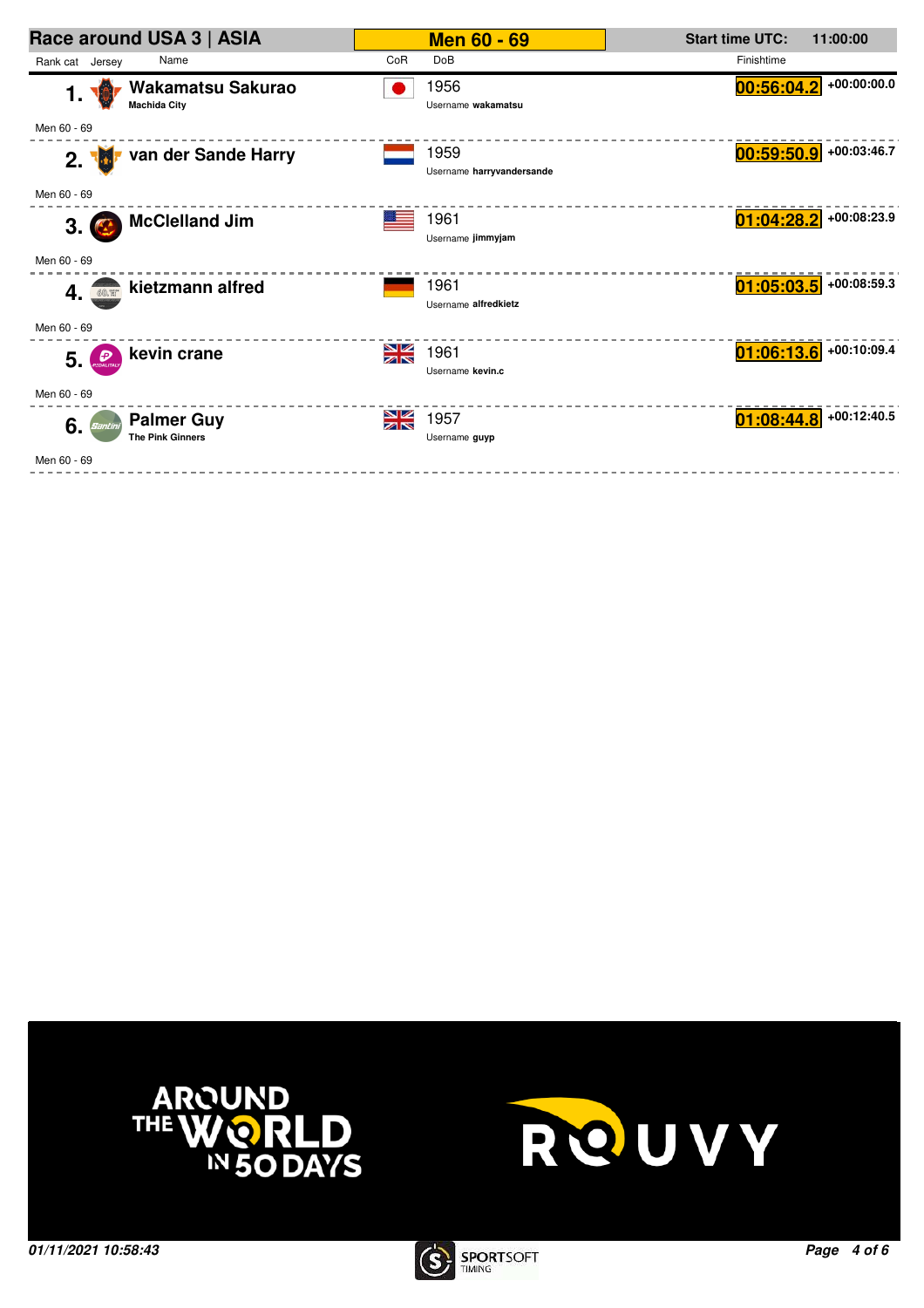## Race around USA 3 | ASIA

**Men 60 - 69**

**Start time UTC: 11:00:00**

| Rank | cat | Jersey | Name | CoR | DoB | Finishtime | Gap |
|---|---|---|---|---|---|---|---|
| 1. | Men 60 - 69 | | **Wakamatsu Sakurao** Machida City | JPN | 1956 Username **wakamatsu** | 00:56:04.2 | +00:00:00.0 |
| 2. | Men 60 - 69 | | **van der Sande Harry** | NED | 1959 Username **harryvandersande** | 00:59:50.9 | +00:03:46.7 |
| 3. | Men 60 - 69 | | **McClelland Jim** | USA | 1961 Username **jimmyjam** | 01:04:28.2 | +00:08:23.9 |
| 4. | Men 60 - 69 | | **kietzmann alfred** | GER | 1961 Username **alfredkietz** | 01:05:03.5 | +00:08:59.3 |
| 5. | Men 60 - 69 | | **kevin crane** | GBR | 1961 Username **kevin.c** | 01:06:13.6 | +00:10:09.4 |
| 6. | Men 60 - 69 | | **Palmer Guy** The Pink Ginners | GBR | 1957 Username **guyp** | 01:08:44.8 | +00:12:40.5 |

AROUND THE WORLD IN 50 DAYS — ROUVY

*01/11/2021 10:58:43*

SPORTSOFT TIMING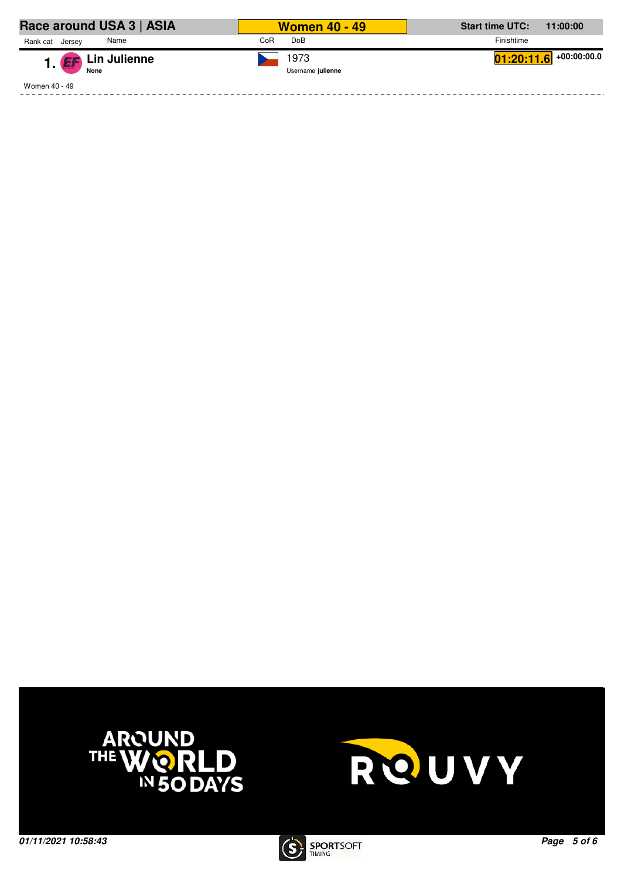| Race around USA 3 \| ASIA | | | Women 40 - 49 | | Start time UTC: | 11:00:00 |
|---|---|---|---|---|---|---|
| Rank cat | Jersey | Name | CoR | DoB | Finishtime | |
| 1. | | **Lin Julienne** None | | 1973 Username **julienne** | **01:20:11.6** | +00:00:00.0 |

Women 40 - 49

01/11/2021 10:58:43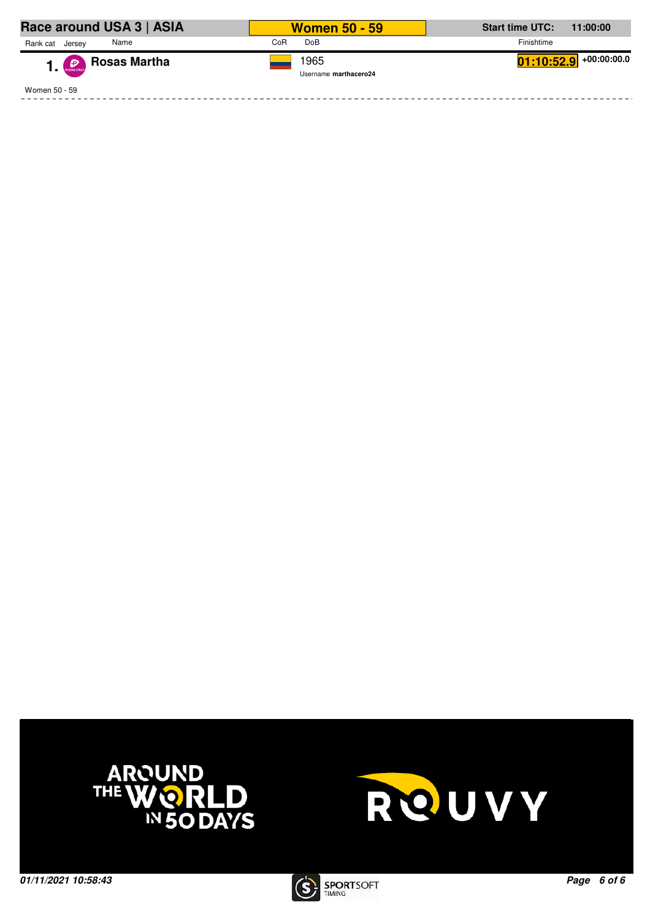## Race around USA 3 | ASIA

**Women 50 - 59**

**Start time UTC:** 11:00:00

| Rank cat | Jersey | Name | CoR | DoB | Finishtime | |
|---|---|---|---|---|---|---|
| 1. | | **Rosas Martha** | | 1965<br>Username **marthacero24** | **01:10:52.9** | +00:00:00.0 |

Women 50 - 59

01/11/2021 10:58:43